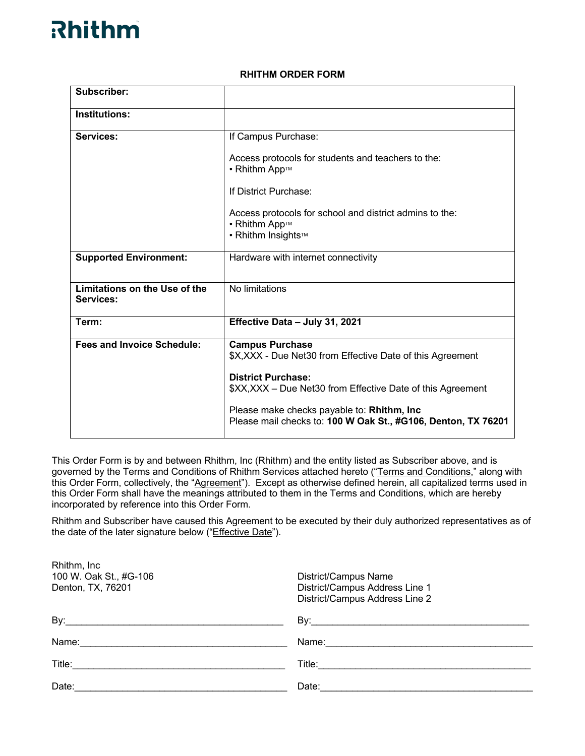Rhithm™

## RHITHM ORDER FORM

| **Subscriber:** | |
|---|---|
| **Institutions:** | |
| **Services:** | If Campus Purchase:<br><br>Access protocols for students and teachers to the:<br>• Rhithm App™<br><br>If District Purchase:<br><br>Access protocols for school and district admins to the:<br>• Rhithm App™<br>• Rhithm Insights™ |
| **Supported Environment:** | Hardware with internet connectivity |
| **Limitations on the Use of the Services:** | No limitations |
| **Term:** | **Effective Data – July 31, 2021** |
| **Fees and Invoice Schedule:** | **Campus Purchase**<br>$X,XXX - Due Net30 from Effective Date of this Agreement<br><br>**District Purchase:**<br>$XX,XXX – Due Net30 from Effective Date of this Agreement<br><br>Please make checks payable to: **Rhithm, Inc**<br>Please mail checks to: **100 W Oak St., #G106, Denton, TX 76201** |

This Order Form is by and between Rhithm, Inc (Rhithm) and the entity listed as Subscriber above, and is governed by the Terms and Conditions of Rhithm Services attached hereto ("Terms and Conditions," along with this Order Form, collectively, the "Agreement"). Except as otherwise defined herein, all capitalized terms used in this Order Form shall have the meanings attributed to them in the Terms and Conditions, which are hereby incorporated by reference into this Order Form.

Rhithm and Subscriber have caused this Agreement to be executed by their duly authorized representatives as of the date of the later signature below ("Effective Date").

Rhithm, Inc
100 W. Oak St., #G-106
Denton, TX, 76201

By:_______________________________________

Name:_____________________________________

Title:______________________________________

Date:______________________________________

District/Campus Name
District/Campus Address Line 1
District/Campus Address Line 2

By:_______________________________________

Name:_____________________________________

Title:______________________________________

Date:______________________________________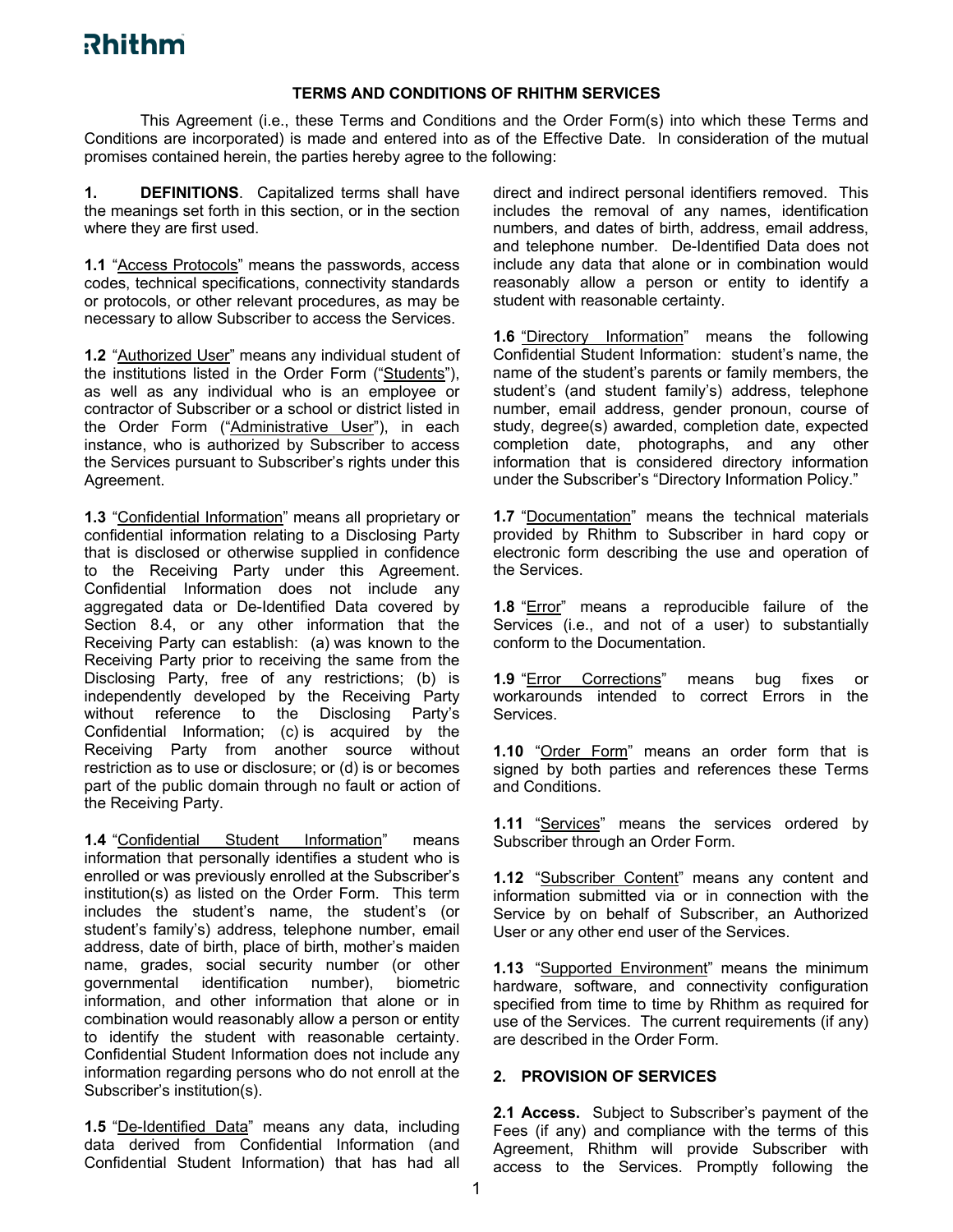# TERMS AND CONDITIONS OF RHITHM SERVICES

This Agreement (i.e., these Terms and Conditions and the Order Form(s) into which these Terms and Conditions are incorporated) is made and entered into as of the Effective Date. In consideration of the mutual promises contained herein, the parties hereby agree to the following:

**1. DEFINITIONS**. Capitalized terms shall have the meanings set forth in this section, or in the section where they are first used.

**1.1** "Access Protocols" means the passwords, access codes, technical specifications, connectivity standards or protocols, or other relevant procedures, as may be necessary to allow Subscriber to access the Services.

**1.2** "Authorized User" means any individual student of the institutions listed in the Order Form ("Students"), as well as any individual who is an employee or contractor of Subscriber or a school or district listed in the Order Form ("Administrative User"), in each instance, who is authorized by Subscriber to access the Services pursuant to Subscriber's rights under this Agreement.

**1.3** "Confidential Information" means all proprietary or confidential information relating to a Disclosing Party that is disclosed or otherwise supplied in confidence to the Receiving Party under this Agreement. Confidential Information does not include any aggregated data or De-Identified Data covered by Section 8.4, or any other information that the Receiving Party can establish: (a) was known to the Receiving Party prior to receiving the same from the Disclosing Party, free of any restrictions; (b) is independently developed by the Receiving Party without reference to the Disclosing Party's Confidential Information; (c) is acquired by the Receiving Party from another source without restriction as to use or disclosure; or (d) is or becomes part of the public domain through no fault or action of the Receiving Party.

**1.4** "Confidential Student Information" means information that personally identifies a student who is enrolled or was previously enrolled at the Subscriber's institution(s) as listed on the Order Form. This term includes the student's name, the student's (or student's family's) address, telephone number, email address, date of birth, place of birth, mother's maiden name, grades, social security number (or other governmental identification number), biometric information, and other information that alone or in combination would reasonably allow a person or entity to identify the student with reasonable certainty. Confidential Student Information does not include any information regarding persons who do not enroll at the Subscriber's institution(s).

**1.5** "De-Identified Data" means any data, including data derived from Confidential Information (and Confidential Student Information) that has had all direct and indirect personal identifiers removed. This includes the removal of any names, identification numbers, and dates of birth, address, email address, and telephone number. De-Identified Data does not include any data that alone or in combination would reasonably allow a person or entity to identify a student with reasonable certainty.

**1.6** "Directory Information" means the following Confidential Student Information: student's name, the name of the student's parents or family members, the student's (and student family's) address, telephone number, email address, gender pronoun, course of study, degree(s) awarded, completion date, expected completion date, photographs, and any other information that is considered directory information under the Subscriber's "Directory Information Policy."

**1.7** "Documentation" means the technical materials provided by Rhithm to Subscriber in hard copy or electronic form describing the use and operation of the Services.

**1.8** "Error" means a reproducible failure of the Services (i.e., and not of a user) to substantially conform to the Documentation.

**1.9** "Error Corrections" means bug fixes or workarounds intended to correct Errors in the Services.

**1.10** "Order Form" means an order form that is signed by both parties and references these Terms and Conditions.

**1.11** "Services" means the services ordered by Subscriber through an Order Form.

**1.12** "Subscriber Content" means any content and information submitted via or in connection with the Service by on behalf of Subscriber, an Authorized User or any other end user of the Services.

**1.13** "Supported Environment" means the minimum hardware, software, and connectivity configuration specified from time to time by Rhithm as required for use of the Services. The current requirements (if any) are described in the Order Form.

## 2. PROVISION OF SERVICES

**2.1 Access.** Subject to Subscriber's payment of the Fees (if any) and compliance with the terms of this Agreement, Rhithm will provide Subscriber with access to the Services. Promptly following the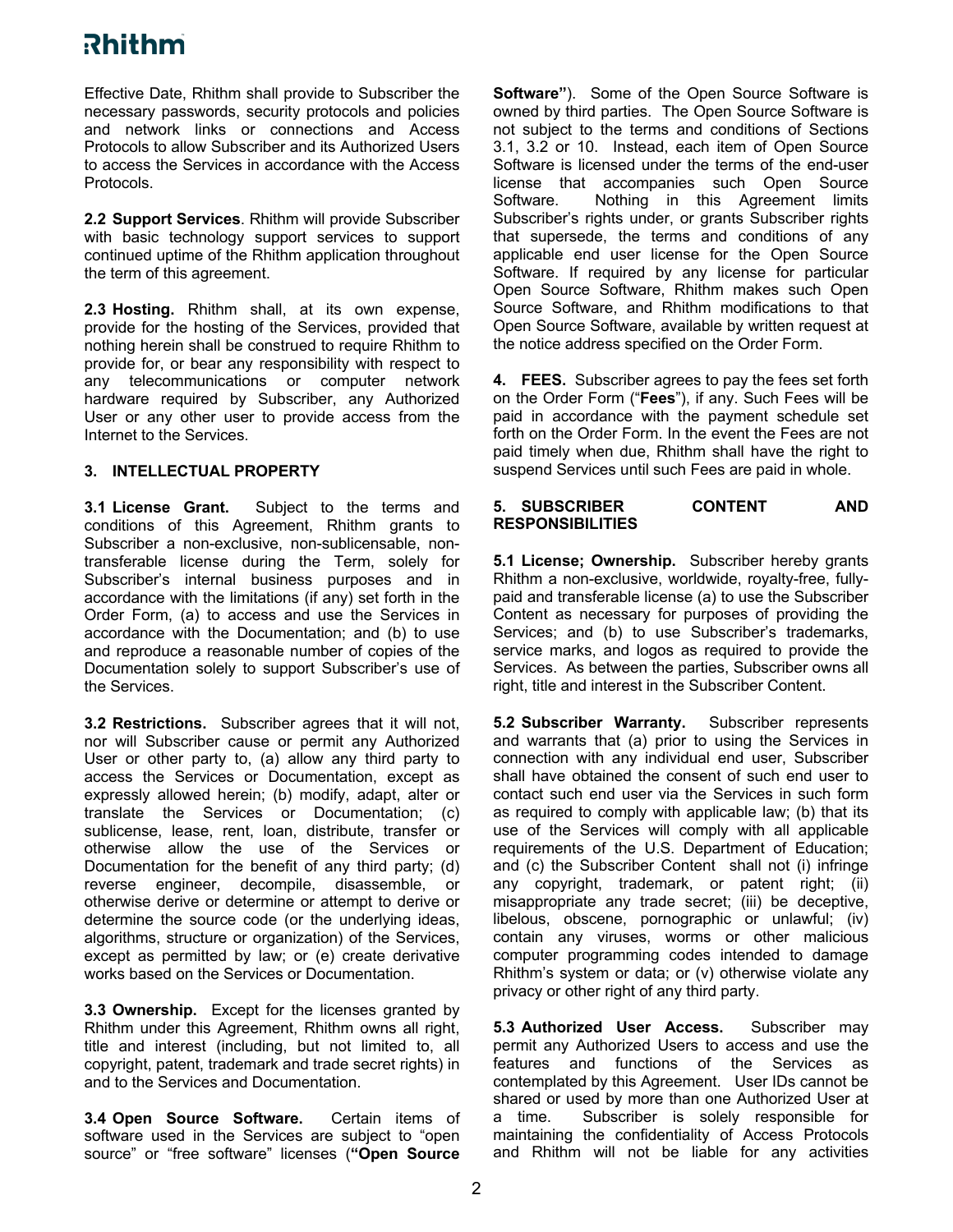Effective Date, Rhithm shall provide to Subscriber the necessary passwords, security protocols and policies and network links or connections and Access Protocols to allow Subscriber and its Authorized Users to access the Services in accordance with the Access Protocols.

**2.2 Support Services**. Rhithm will provide Subscriber with basic technology support services to support continued uptime of the Rhithm application throughout the term of this agreement.

**2.3 Hosting.** Rhithm shall, at its own expense, provide for the hosting of the Services, provided that nothing herein shall be construed to require Rhithm to provide for, or bear any responsibility with respect to any telecommunications or computer network hardware required by Subscriber, any Authorized User or any other user to provide access from the Internet to the Services.

## 3. INTELLECTUAL PROPERTY

**3.1 License Grant.** Subject to the terms and conditions of this Agreement, Rhithm grants to Subscriber a non-exclusive, non-sublicensable, non-transferable license during the Term, solely for Subscriber's internal business purposes and in accordance with the limitations (if any) set forth in the Order Form, (a) to access and use the Services in accordance with the Documentation; and (b) to use and reproduce a reasonable number of copies of the Documentation solely to support Subscriber's use of the Services.

**3.2 Restrictions.** Subscriber agrees that it will not, nor will Subscriber cause or permit any Authorized User or other party to, (a) allow any third party to access the Services or Documentation, except as expressly allowed herein; (b) modify, adapt, alter or translate the Services or Documentation; (c) sublicense, lease, rent, loan, distribute, transfer or otherwise allow the use of the Services or Documentation for the benefit of any third party; (d) reverse engineer, decompile, disassemble, or otherwise derive or determine or attempt to derive or determine the source code (or the underlying ideas, algorithms, structure or organization) of the Services, except as permitted by law; or (e) create derivative works based on the Services or Documentation.

**3.3 Ownership.** Except for the licenses granted by Rhithm under this Agreement, Rhithm owns all right, title and interest (including, but not limited to, all copyright, patent, trademark and trade secret rights) in and to the Services and Documentation.

**3.4 Open Source Software.** Certain items of software used in the Services are subject to "open source" or "free software" licenses (**"Open Source Software"**). Some of the Open Source Software is owned by third parties. The Open Source Software is not subject to the terms and conditions of Sections 3.1, 3.2 or 10. Instead, each item of Open Source Software is licensed under the terms of the end-user license that accompanies such Open Source Software. Nothing in this Agreement limits Subscriber's rights under, or grants Subscriber rights that supersede, the terms and conditions of any applicable end user license for the Open Source Software. If required by any license for particular Open Source Software, Rhithm makes such Open Source Software, and Rhithm modifications to that Open Source Software, available by written request at the notice address specified on the Order Form.

**4. FEES.** Subscriber agrees to pay the fees set forth on the Order Form ("**Fees**"), if any. Such Fees will be paid in accordance with the payment schedule set forth on the Order Form. In the event the Fees are not paid timely when due, Rhithm shall have the right to suspend Services until such Fees are paid in whole.

## 5. SUBSCRIBER CONTENT AND RESPONSIBILITIES

**5.1 License; Ownership.** Subscriber hereby grants Rhithm a non-exclusive, worldwide, royalty-free, fully-paid and transferable license (a) to use the Subscriber Content as necessary for purposes of providing the Services; and (b) to use Subscriber's trademarks, service marks, and logos as required to provide the Services. As between the parties, Subscriber owns all right, title and interest in the Subscriber Content.

**5.2 Subscriber Warranty.** Subscriber represents and warrants that (a) prior to using the Services in connection with any individual end user, Subscriber shall have obtained the consent of such end user to contact such end user via the Services in such form as required to comply with applicable law; (b) that its use of the Services will comply with all applicable requirements of the U.S. Department of Education; and (c) the Subscriber Content shall not (i) infringe any copyright, trademark, or patent right; (ii) misappropriate any trade secret; (iii) be deceptive, libelous, obscene, pornographic or unlawful; (iv) contain any viruses, worms or other malicious computer programming codes intended to damage Rhithm's system or data; or (v) otherwise violate any privacy or other right of any third party.

**5.3 Authorized User Access.** Subscriber may permit any Authorized Users to access and use the features and functions of the Services as contemplated by this Agreement. User IDs cannot be shared or used by more than one Authorized User at a time. Subscriber is solely responsible for maintaining the confidentiality of Access Protocols and Rhithm will not be liable for any activities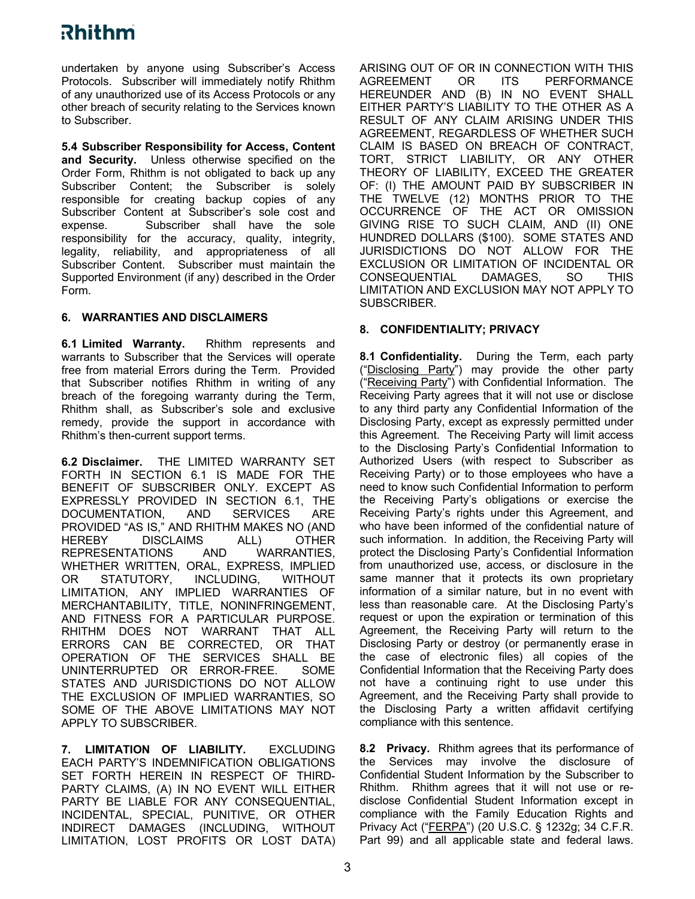undertaken by anyone using Subscriber's Access Protocols. Subscriber will immediately notify Rhithm of any unauthorized use of its Access Protocols or any other breach of security relating to the Services known to Subscriber.

**5.4 Subscriber Responsibility for Access, Content and Security.** Unless otherwise specified on the Order Form, Rhithm is not obligated to back up any Subscriber Content; the Subscriber is solely responsible for creating backup copies of any Subscriber Content at Subscriber's sole cost and expense. Subscriber shall have the sole responsibility for the accuracy, quality, integrity, legality, reliability, and appropriateness of all Subscriber Content. Subscriber must maintain the Supported Environment (if any) described in the Order Form.

## 6. WARRANTIES AND DISCLAIMERS

**6.1 Limited Warranty.** Rhithm represents and warrants to Subscriber that the Services will operate free from material Errors during the Term. Provided that Subscriber notifies Rhithm in writing of any breach of the foregoing warranty during the Term, Rhithm shall, as Subscriber's sole and exclusive remedy, provide the support in accordance with Rhithm's then-current support terms.

**6.2 Disclaimer.** THE LIMITED WARRANTY SET FORTH IN SECTION 6.1 IS MADE FOR THE BENEFIT OF SUBSCRIBER ONLY. EXCEPT AS EXPRESSLY PROVIDED IN SECTION 6.1, THE DOCUMENTATION, AND SERVICES ARE PROVIDED "AS IS," AND RHITHM MAKES NO (AND HEREBY DISCLAIMS ALL) OTHER REPRESENTATIONS AND WARRANTIES, WHETHER WRITTEN, ORAL, EXPRESS, IMPLIED OR STATUTORY, INCLUDING, WITHOUT LIMITATION, ANY IMPLIED WARRANTIES OF MERCHANTABILITY, TITLE, NONINFRINGEMENT, AND FITNESS FOR A PARTICULAR PURPOSE. RHITHM DOES NOT WARRANT THAT ALL ERRORS CAN BE CORRECTED, OR THAT OPERATION OF THE SERVICES SHALL BE UNINTERRUPTED OR ERROR-FREE. SOME STATES AND JURISDICTIONS DO NOT ALLOW THE EXCLUSION OF IMPLIED WARRANTIES, SO SOME OF THE ABOVE LIMITATIONS MAY NOT APPLY TO SUBSCRIBER.

**7. LIMITATION OF LIABILITY.** EXCLUDING EACH PARTY'S INDEMNIFICATION OBLIGATIONS SET FORTH HEREIN IN RESPECT OF THIRD-PARTY CLAIMS, (A) IN NO EVENT WILL EITHER PARTY BE LIABLE FOR ANY CONSEQUENTIAL, INCIDENTAL, SPECIAL, PUNITIVE, OR OTHER INDIRECT DAMAGES (INCLUDING, WITHOUT LIMITATION, LOST PROFITS OR LOST DATA) ARISING OUT OF OR IN CONNECTION WITH THIS AGREEMENT OR ITS PERFORMANCE HEREUNDER AND (B) IN NO EVENT SHALL EITHER PARTY'S LIABILITY TO THE OTHER AS A RESULT OF ANY CLAIM ARISING UNDER THIS AGREEMENT, REGARDLESS OF WHETHER SUCH CLAIM IS BASED ON BREACH OF CONTRACT, TORT, STRICT LIABILITY, OR ANY OTHER THEORY OF LIABILITY, EXCEED THE GREATER OF: (I) THE AMOUNT PAID BY SUBSCRIBER IN THE TWELVE (12) MONTHS PRIOR TO THE OCCURRENCE OF THE ACT OR OMISSION GIVING RISE TO SUCH CLAIM, AND (II) ONE HUNDRED DOLLARS ($100). SOME STATES AND JURISDICTIONS DO NOT ALLOW FOR THE EXCLUSION OR LIMITATION OF INCIDENTAL OR CONSEQUENTIAL DAMAGES, SO THIS LIMITATION AND EXCLUSION MAY NOT APPLY TO SUBSCRIBER.

## 8. CONFIDENTIALITY; PRIVACY

**8.1 Confidentiality.** During the Term, each party ("Disclosing Party") may provide the other party ("Receiving Party") with Confidential Information. The Receiving Party agrees that it will not use or disclose to any third party any Confidential Information of the Disclosing Party, except as expressly permitted under this Agreement. The Receiving Party will limit access to the Disclosing Party's Confidential Information to Authorized Users (with respect to Subscriber as Receiving Party) or to those employees who have a need to know such Confidential Information to perform the Receiving Party's obligations or exercise the Receiving Party's rights under this Agreement, and who have been informed of the confidential nature of such information. In addition, the Receiving Party will protect the Disclosing Party's Confidential Information from unauthorized use, access, or disclosure in the same manner that it protects its own proprietary information of a similar nature, but in no event with less than reasonable care. At the Disclosing Party's request or upon the expiration or termination of this Agreement, the Receiving Party will return to the Disclosing Party or destroy (or permanently erase in the case of electronic files) all copies of the Confidential Information that the Receiving Party does not have a continuing right to use under this Agreement, and the Receiving Party shall provide to the Disclosing Party a written affidavit certifying compliance with this sentence.

**8.2 Privacy.** Rhithm agrees that its performance of the Services may involve the disclosure of Confidential Student Information by the Subscriber to Rhithm. Rhithm agrees that it will not use or re-disclose Confidential Student Information except in compliance with the Family Education Rights and Privacy Act ("FERPA") (20 U.S.C. § 1232g; 34 C.F.R. Part 99) and all applicable state and federal laws.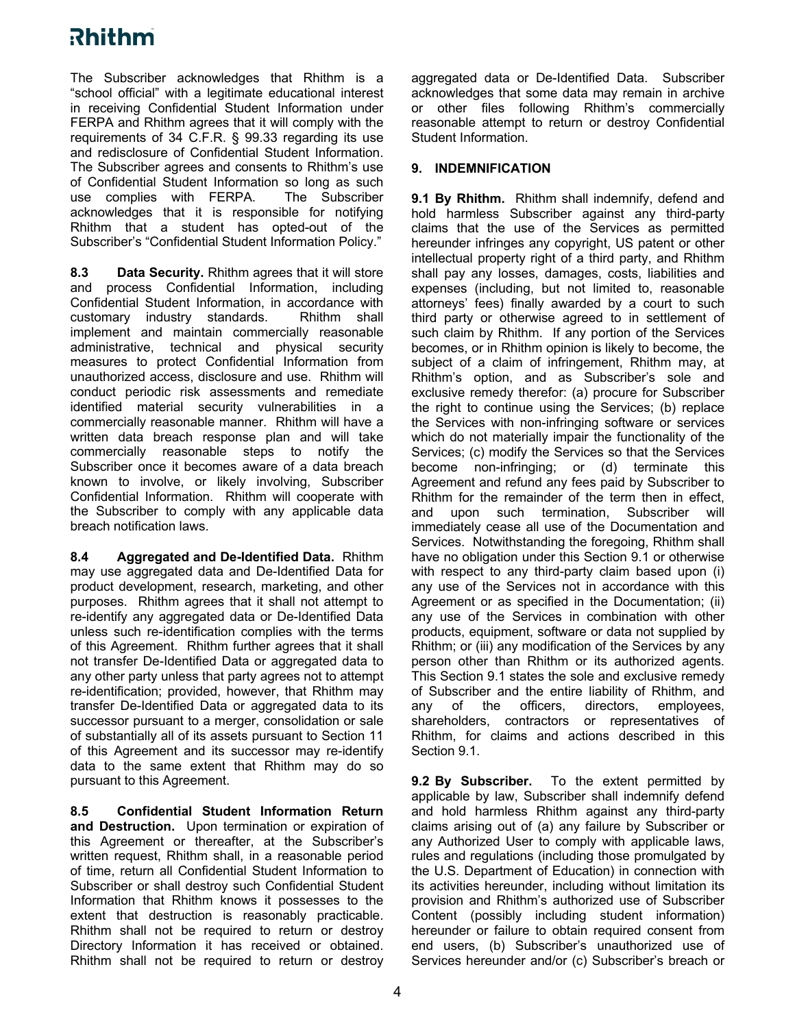The Subscriber acknowledges that Rhithm is a "school official" with a legitimate educational interest in receiving Confidential Student Information under FERPA and Rhithm agrees that it will comply with the requirements of 34 C.F.R. § 99.33 regarding its use and redisclosure of Confidential Student Information. The Subscriber agrees and consents to Rhithm's use of Confidential Student Information so long as such use complies with FERPA. The Subscriber acknowledges that it is responsible for notifying Rhithm that a student has opted-out of the Subscriber's "Confidential Student Information Policy."

**8.3 Data Security.** Rhithm agrees that it will store and process Confidential Information, including Confidential Student Information, in accordance with customary industry standards. Rhithm shall implement and maintain commercially reasonable administrative, technical and physical security measures to protect Confidential Information from unauthorized access, disclosure and use. Rhithm will conduct periodic risk assessments and remediate identified material security vulnerabilities in a commercially reasonable manner. Rhithm will have a written data breach response plan and will take commercially reasonable steps to notify the Subscriber once it becomes aware of a data breach known to involve, or likely involving, Subscriber Confidential Information. Rhithm will cooperate with the Subscriber to comply with any applicable data breach notification laws.

**8.4 Aggregated and De-Identified Data.** Rhithm may use aggregated data and De-Identified Data for product development, research, marketing, and other purposes. Rhithm agrees that it shall not attempt to re-identify any aggregated data or De-Identified Data unless such re-identification complies with the terms of this Agreement. Rhithm further agrees that it shall not transfer De-Identified Data or aggregated data to any other party unless that party agrees not to attempt re-identification; provided, however, that Rhithm may transfer De-Identified Data or aggregated data to its successor pursuant to a merger, consolidation or sale of substantially all of its assets pursuant to Section 11 of this Agreement and its successor may re-identify data to the same extent that Rhithm may do so pursuant to this Agreement.

**8.5 Confidential Student Information Return and Destruction.** Upon termination or expiration of this Agreement or thereafter, at the Subscriber's written request, Rhithm shall, in a reasonable period of time, return all Confidential Student Information to Subscriber or shall destroy such Confidential Student Information that Rhithm knows it possesses to the extent that destruction is reasonably practicable. Rhithm shall not be required to return or destroy Directory Information it has received or obtained. Rhithm shall not be required to return or destroy aggregated data or De-Identified Data. Subscriber acknowledges that some data may remain in archive or other files following Rhithm's commercially reasonable attempt to return or destroy Confidential Student Information.

## 9. INDEMNIFICATION

**9.1 By Rhithm.** Rhithm shall indemnify, defend and hold harmless Subscriber against any third-party claims that the use of the Services as permitted hereunder infringes any copyright, US patent or other intellectual property right of a third party, and Rhithm shall pay any losses, damages, costs, liabilities and expenses (including, but not limited to, reasonable attorneys' fees) finally awarded by a court to such third party or otherwise agreed to in settlement of such claim by Rhithm. If any portion of the Services becomes, or in Rhithm opinion is likely to become, the subject of a claim of infringement, Rhithm may, at Rhithm's option, and as Subscriber's sole and exclusive remedy therefor: (a) procure for Subscriber the right to continue using the Services; (b) replace the Services with non-infringing software or services which do not materially impair the functionality of the Services; (c) modify the Services so that the Services become non-infringing; or (d) terminate this Agreement and refund any fees paid by Subscriber to Rhithm for the remainder of the term then in effect, and upon such termination, Subscriber will immediately cease all use of the Documentation and Services. Notwithstanding the foregoing, Rhithm shall have no obligation under this Section 9.1 or otherwise with respect to any third-party claim based upon (i) any use of the Services not in accordance with this Agreement or as specified in the Documentation; (ii) any use of the Services in combination with other products, equipment, software or data not supplied by Rhithm; or (iii) any modification of the Services by any person other than Rhithm or its authorized agents. This Section 9.1 states the sole and exclusive remedy of Subscriber and the entire liability of Rhithm, and any of the officers, directors, employees, shareholders, contractors or representatives of Rhithm, for claims and actions described in this Section 9.1.

**9.2 By Subscriber.** To the extent permitted by applicable by law, Subscriber shall indemnify defend and hold harmless Rhithm against any third-party claims arising out of (a) any failure by Subscriber or any Authorized User to comply with applicable laws, rules and regulations (including those promulgated by the U.S. Department of Education) in connection with its activities hereunder, including without limitation its provision and Rhithm's authorized use of Subscriber Content (possibly including student information) hereunder or failure to obtain required consent from end users, (b) Subscriber's unauthorized use of Services hereunder and/or (c) Subscriber's breach or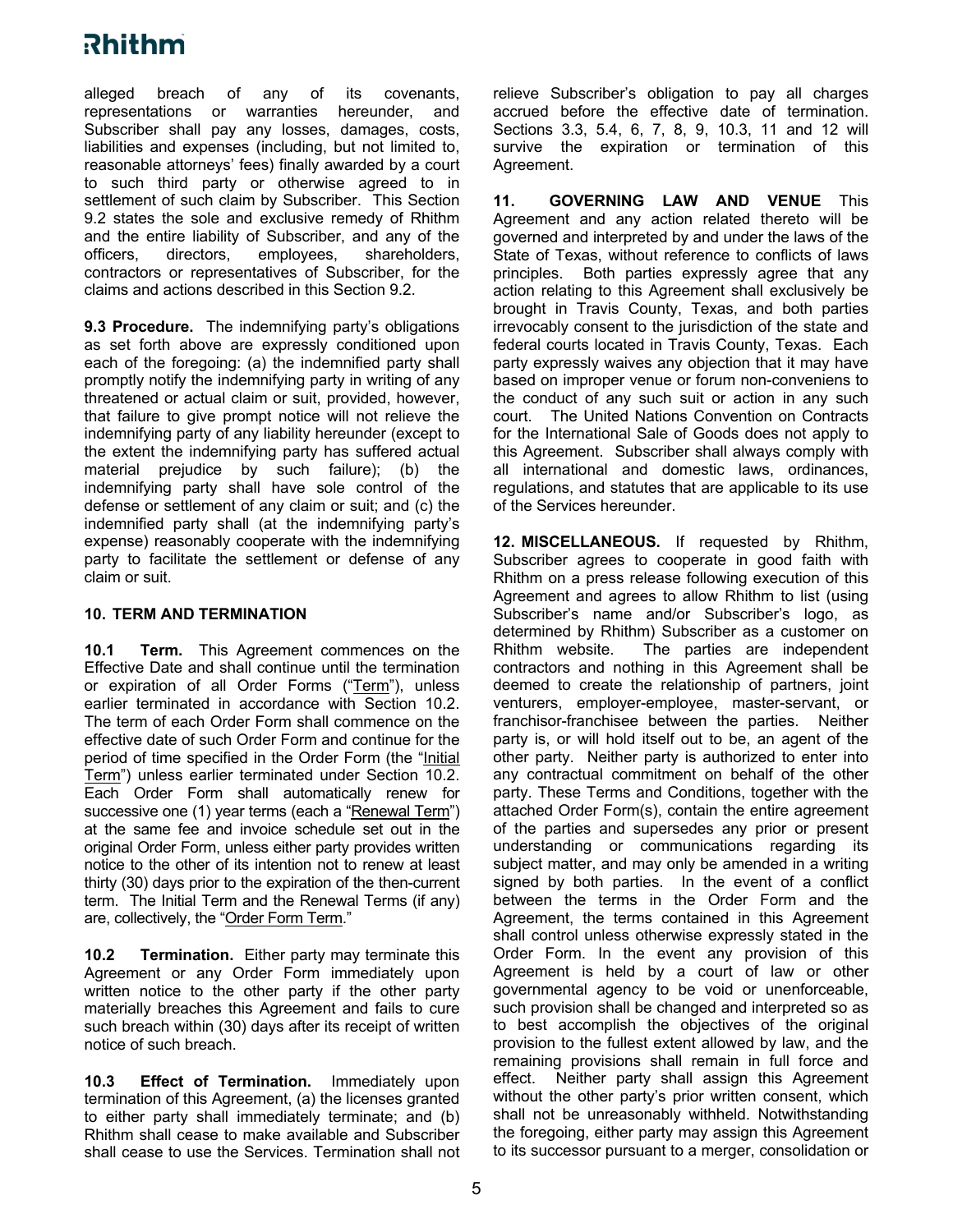alleged breach of any of its covenants, representations or warranties hereunder, and Subscriber shall pay any losses, damages, costs, liabilities and expenses (including, but not limited to, reasonable attorneys' fees) finally awarded by a court to such third party or otherwise agreed to in settlement of such claim by Subscriber. This Section 9.2 states the sole and exclusive remedy of Rhithm and the entire liability of Subscriber, and any of the officers, directors, employees, shareholders, contractors or representatives of Subscriber, for the claims and actions described in this Section 9.2.

**9.3 Procedure.** The indemnifying party's obligations as set forth above are expressly conditioned upon each of the foregoing: (a) the indemnified party shall promptly notify the indemnifying party in writing of any threatened or actual claim or suit, provided, however, that failure to give prompt notice will not relieve the indemnifying party of any liability hereunder (except to the extent the indemnifying party has suffered actual material prejudice by such failure); (b) the indemnifying party shall have sole control of the defense or settlement of any claim or suit; and (c) the indemnified party shall (at the indemnifying party's expense) reasonably cooperate with the indemnifying party to facilitate the settlement or defense of any claim or suit.

**10. TERM AND TERMINATION**

**10.1 Term.** This Agreement commences on the Effective Date and shall continue until the termination or expiration of all Order Forms ("Term"), unless earlier terminated in accordance with Section 10.2. The term of each Order Form shall commence on the effective date of such Order Form and continue for the period of time specified in the Order Form (the "Initial Term") unless earlier terminated under Section 10.2. Each Order Form shall automatically renew for successive one (1) year terms (each a "Renewal Term") at the same fee and invoice schedule set out in the original Order Form, unless either party provides written notice to the other of its intention not to renew at least thirty (30) days prior to the expiration of the then-current term. The Initial Term and the Renewal Terms (if any) are, collectively, the "Order Form Term."

**10.2 Termination.** Either party may terminate this Agreement or any Order Form immediately upon written notice to the other party if the other party materially breaches this Agreement and fails to cure such breach within (30) days after its receipt of written notice of such breach.

**10.3 Effect of Termination.** Immediately upon termination of this Agreement, (a) the licenses granted to either party shall immediately terminate; and (b) Rhithm shall cease to make available and Subscriber shall cease to use the Services. Termination shall not relieve Subscriber's obligation to pay all charges accrued before the effective date of termination. Sections 3.3, 5.4, 6, 7, 8, 9, 10.3, 11 and 12 will survive the expiration or termination of this Agreement.

**11. GOVERNING LAW AND VENUE** This Agreement and any action related thereto will be governed and interpreted by and under the laws of the State of Texas, without reference to conflicts of laws principles. Both parties expressly agree that any action relating to this Agreement shall exclusively be brought in Travis County, Texas, and both parties irrevocably consent to the jurisdiction of the state and federal courts located in Travis County, Texas. Each party expressly waives any objection that it may have based on improper venue or forum non-conveniens to the conduct of any such suit or action in any such court. The United Nations Convention on Contracts for the International Sale of Goods does not apply to this Agreement. Subscriber shall always comply with all international and domestic laws, ordinances, regulations, and statutes that are applicable to its use of the Services hereunder.

**12. MISCELLANEOUS.** If requested by Rhithm, Subscriber agrees to cooperate in good faith with Rhithm on a press release following execution of this Agreement and agrees to allow Rhithm to list (using Subscriber's name and/or Subscriber's logo, as determined by Rhithm) Subscriber as a customer on Rhithm website. The parties are independent contractors and nothing in this Agreement shall be deemed to create the relationship of partners, joint venturers, employer-employee, master-servant, or franchisor-franchisee between the parties. Neither party is, or will hold itself out to be, an agent of the other party. Neither party is authorized to enter into any contractual commitment on behalf of the other party. These Terms and Conditions, together with the attached Order Form(s), contain the entire agreement of the parties and supersedes any prior or present understanding or communications regarding its subject matter, and may only be amended in a writing signed by both parties. In the event of a conflict between the terms in the Order Form and the Agreement, the terms contained in this Agreement shall control unless otherwise expressly stated in the Order Form. In the event any provision of this Agreement is held by a court of law or other governmental agency to be void or unenforceable, such provision shall be changed and interpreted so as to best accomplish the objectives of the original provision to the fullest extent allowed by law, and the remaining provisions shall remain in full force and effect. Neither party shall assign this Agreement without the other party's prior written consent, which shall not be unreasonably withheld. Notwithstanding the foregoing, either party may assign this Agreement to its successor pursuant to a merger, consolidation or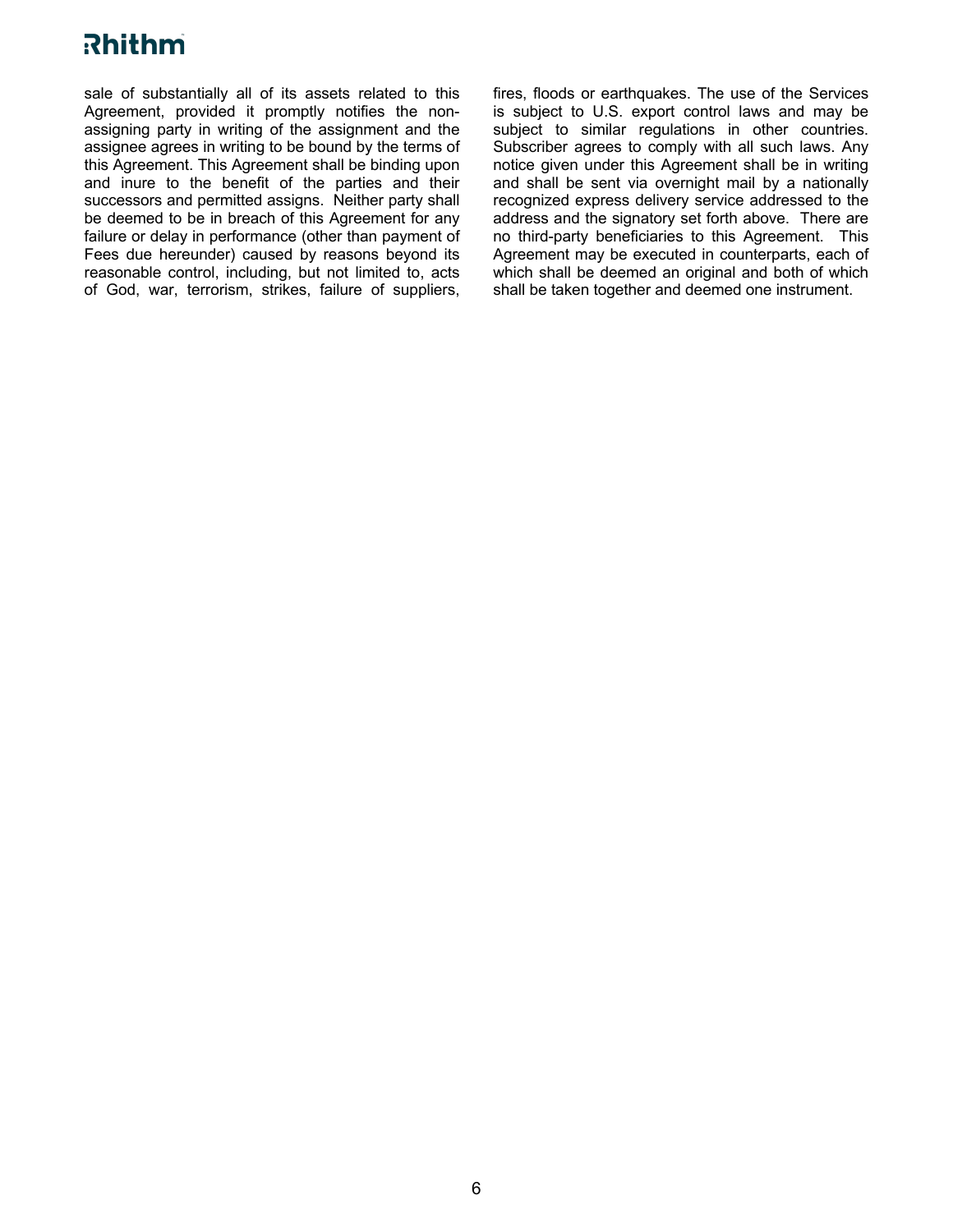sale of substantially all of its assets related to this Agreement, provided it promptly notifies the non-assigning party in writing of the assignment and the assignee agrees in writing to be bound by the terms of this Agreement. This Agreement shall be binding upon and inure to the benefit of the parties and their successors and permitted assigns. Neither party shall be deemed to be in breach of this Agreement for any failure or delay in performance (other than payment of Fees due hereunder) caused by reasons beyond its reasonable control, including, but not limited to, acts of God, war, terrorism, strikes, failure of suppliers, fires, floods or earthquakes. The use of the Services is subject to U.S. export control laws and may be subject to similar regulations in other countries. Subscriber agrees to comply with all such laws. Any notice given under this Agreement shall be in writing and shall be sent via overnight mail by a nationally recognized express delivery service addressed to the address and the signatory set forth above. There are no third-party beneficiaries to this Agreement. This Agreement may be executed in counterparts, each of which shall be deemed an original and both of which shall be taken together and deemed one instrument.